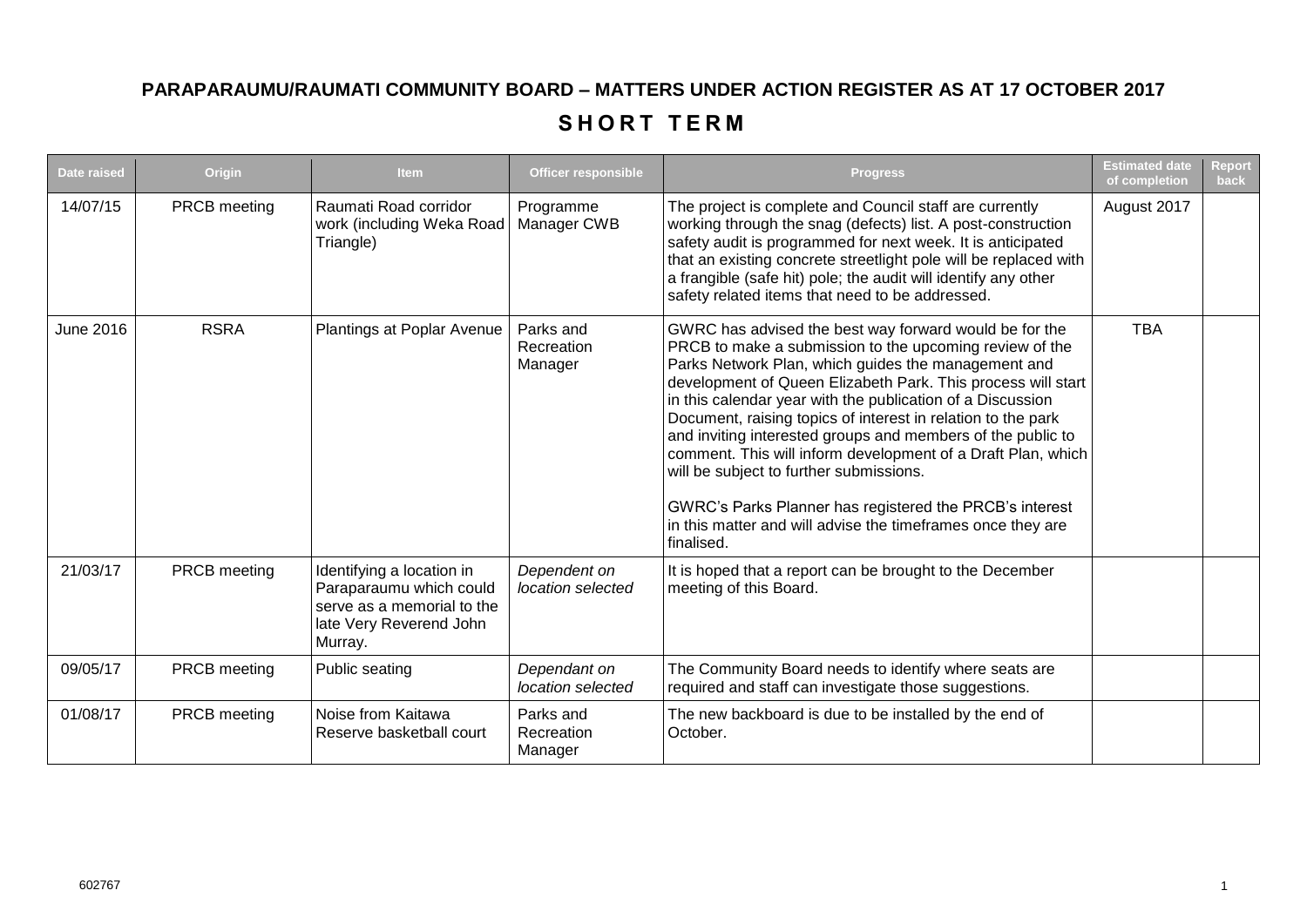# PARAPARAUMU/RAUMATI COMMUNITY BOARD – MATTERS UNDER ACTION REGISTER AS AT 17 OCTOBER 2017

## SHORT TERM

| Date raised | Origin | Item | Officer responsible | Progress | Estimated date of completion | Report back |
|---|---|---|---|---|---|---|
| 14/07/15 | PRCB meeting | Raumati Road corridor work (including Weka Road Triangle) | Programme Manager CWB | The project is complete and Council staff are currently working through the snag (defects) list. A post-construction safety audit is programmed for next week. It is anticipated that an existing concrete streetlight pole will be replaced with a frangible (safe hit) pole; the audit will identify any other safety related items that need to be addressed. | August 2017 | |
| June 2016 | RSRA | Plantings at Poplar Avenue | Parks and Recreation Manager | GWRC has advised the best way forward would be for the PRCB to make a submission to the upcoming review of the Parks Network Plan, which guides the management and development of Queen Elizabeth Park. This process will start in this calendar year with the publication of a Discussion Document, raising topics of interest in relation to the park and inviting interested groups and members of the public to comment. This will inform development of a Draft Plan, which will be subject to further submissions.<br><br>GWRC's Parks Planner has registered the PRCB's interest in this matter and will advise the timeframes once they are finalised. | TBA | |
| 21/03/17 | PRCB meeting | Identifying a location in Paraparaumu which could serve as a memorial to the late Very Reverend John Murray. | *Dependent on location selected* | It is hoped that a report can be brought to the December meeting of this Board. | | |
| 09/05/17 | PRCB meeting | Public seating | *Dependant on location selected* | The Community Board needs to identify where seats are required and staff can investigate those suggestions. | | |
| 01/08/17 | PRCB meeting | Noise from Kaitawa Reserve basketball court | Parks and Recreation Manager | The new backboard is due to be installed by the end of October. | | |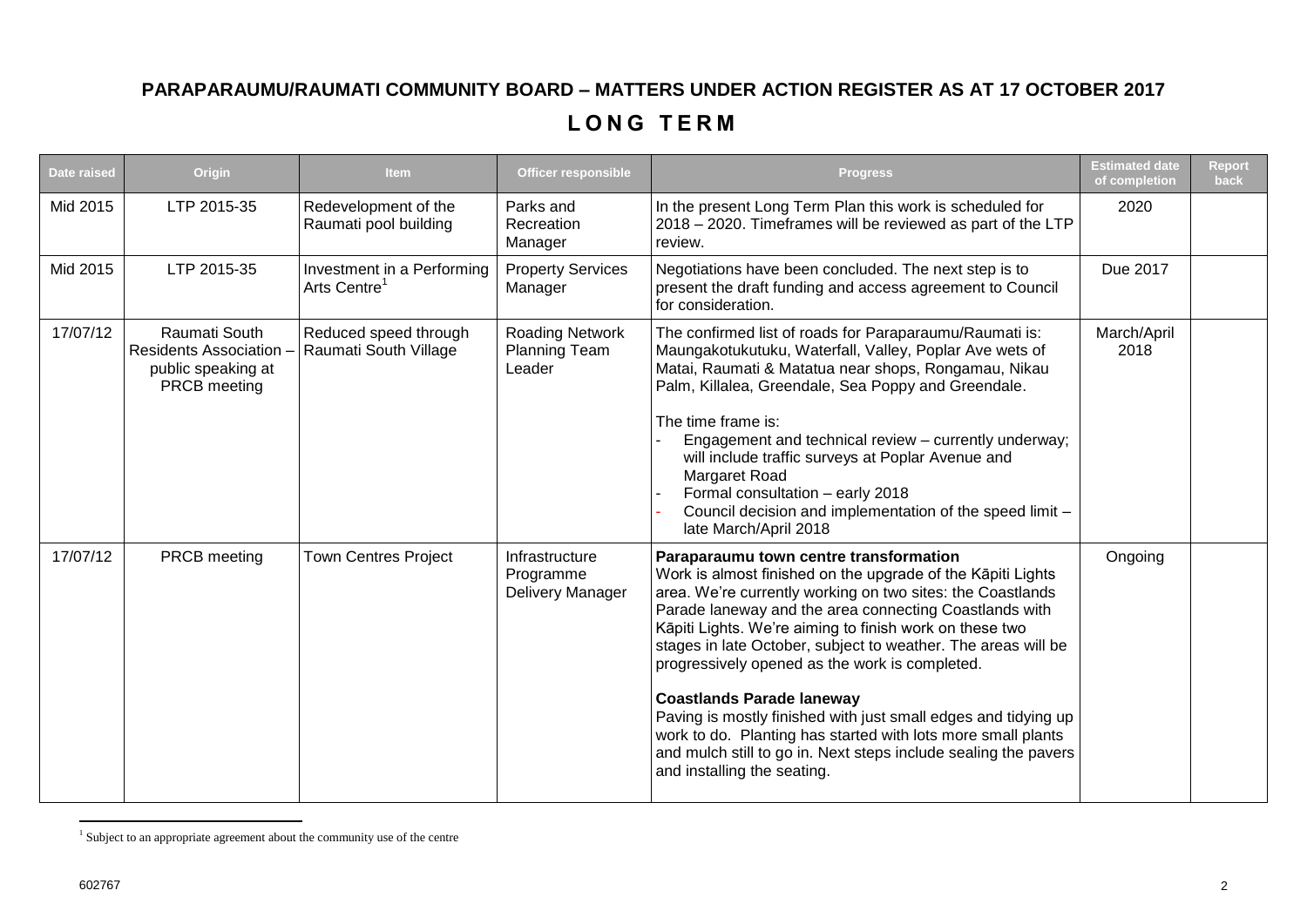# PARAPARAUMU/RAUMATI COMMUNITY BOARD – MATTERS UNDER ACTION REGISTER AS AT 17 OCTOBER 2017

## LONG TERM

| Date raised | Origin | Item | Officer responsible | Progress | Estimated date of completion | Report back |
|---|---|---|---|---|---|---|
| Mid 2015 | LTP 2015-35 | Redevelopment of the Raumati pool building | Parks and Recreation Manager | In the present Long Term Plan this work is scheduled for 2018 – 2020. Timeframes will be reviewed as part of the LTP review. | 2020 | |
| Mid 2015 | LTP 2015-35 | Investment in a Performing Arts Centre[1] | Property Services Manager | Negotiations have been concluded. The next step is to present the draft funding and access agreement to Council for consideration. | Due 2017 | |
| 17/07/12 | Raumati South Residents Association – public speaking at PRCB meeting | Reduced speed through Raumati South Village | Roading Network Planning Team Leader | The confirmed list of roads for Paraparaumu/Raumati is: Maungakotukutuku, Waterfall, Valley, Poplar Ave wets of Matai, Raumati & Matatua near shops, Rongamau, Nikau Palm, Killalea, Greendale, Sea Poppy and Greendale.<br><br>The time frame is:<br>- Engagement and technical review – currently underway; will include traffic surveys at Poplar Avenue and Margaret Road<br>- Formal consultation – early 2018<br>- Council decision and implementation of the speed limit – late March/April 2018 | March/April 2018 | |
| 17/07/12 | PRCB meeting | Town Centres Project | Infrastructure Programme Delivery Manager | **Paraparaumu town centre transformation**<br>Work is almost finished on the upgrade of the Kāpiti Lights area. We're currently working on two sites: the Coastlands Parade laneway and the area connecting Coastlands with Kāpiti Lights. We're aiming to finish work on these two stages in late October, subject to weather. The areas will be progressively opened as the work is completed.<br><br>**Coastlands Parade laneway**<br>Paving is mostly finished with just small edges and tidying up work to do. Planting has started with lots more small plants and mulch still to go in. Next steps include sealing the pavers and installing the seating. | Ongoing | |

[1] Subject to an appropriate agreement about the community use of the centre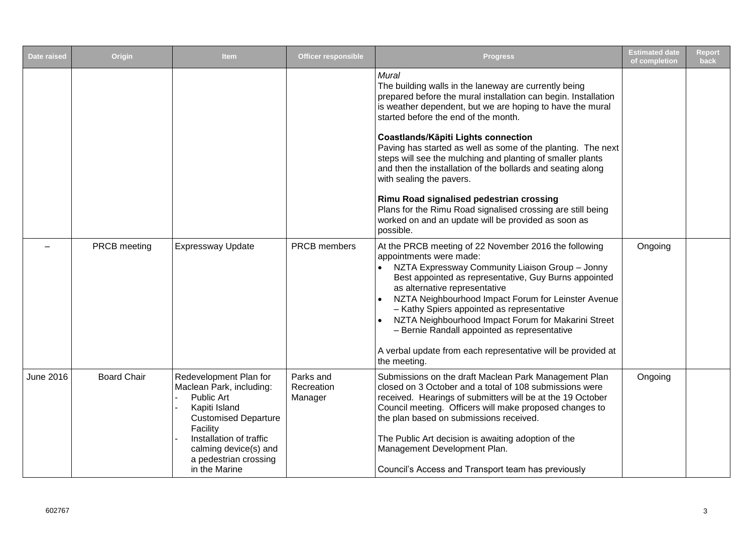| Date raised | Origin | Item | Officer responsible | Progress | Estimated date of completion | Report back |
|---|---|---|---|---|---|---|
| | | | | *Mural*<br>The building walls in the laneway are currently being prepared before the mural installation can begin. Installation is weather dependent, but we are hoping to have the mural started before the end of the month.<br><br>**Coastlands/Kāpiti Lights connection**<br>Paving has started as well as some of the planting. The next steps will see the mulching and planting of smaller plants and then the installation of the bollards and seating along with sealing the pavers.<br><br>**Rimu Road signalised pedestrian crossing**<br>Plans for the Rimu Road signalised crossing are still being worked on and an update will be provided as soon as possible. | | |
| – | PRCB meeting | Expressway Update | PRCB members | At the PRCB meeting of 22 November 2016 the following appointments were made:<br>• NZTA Expressway Community Liaison Group – Jonny Best appointed as representative, Guy Burns appointed as alternative representative<br>• NZTA Neighbourhood Impact Forum for Leinster Avenue – Kathy Spiers appointed as representative<br>• NZTA Neighbourhood Impact Forum for Makarini Street – Bernie Randall appointed as representative<br><br>A verbal update from each representative will be provided at the meeting. | Ongoing | |
| June 2016 | Board Chair | Redevelopment Plan for Maclean Park, including:<br>- Public Art<br>- Kapiti Island Customised Departure Facility<br>- Installation of traffic calming device(s) and a pedestrian crossing in the Marine | Parks and Recreation Manager | Submissions on the draft Maclean Park Management Plan closed on 3 October and a total of 108 submissions were received. Hearings of submitters will be at the 19 October Council meeting. Officers will make proposed changes to the plan based on submissions received.<br><br>The Public Art decision is awaiting adoption of the Management Development Plan.<br><br>Council's Access and Transport team has previously | Ongoing | |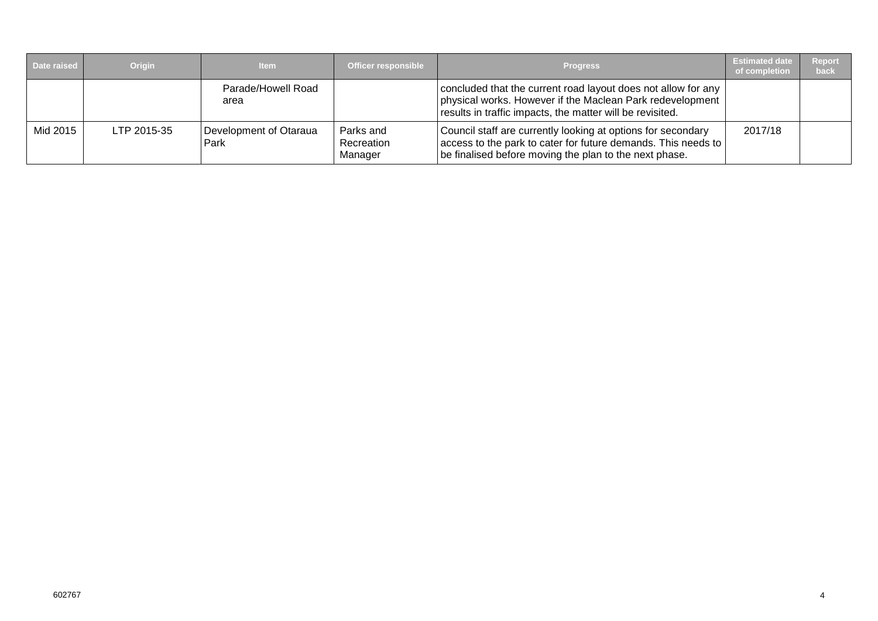| Date raised | Origin | Item | Officer responsible | Progress | Estimated date of completion | Report back |
|---|---|---|---|---|---|---|
| | | Parade/Howell Road area | | concluded that the current road layout does not allow for any physical works. However if the Maclean Park redevelopment results in traffic impacts, the matter will be revisited. | | |
| Mid 2015 | LTP 2015-35 | Development of Otaraua Park | Parks and Recreation Manager | Council staff are currently looking at options for secondary access to the park to cater for future demands. This needs to be finalised before moving the plan to the next phase. | 2017/18 | |

602767